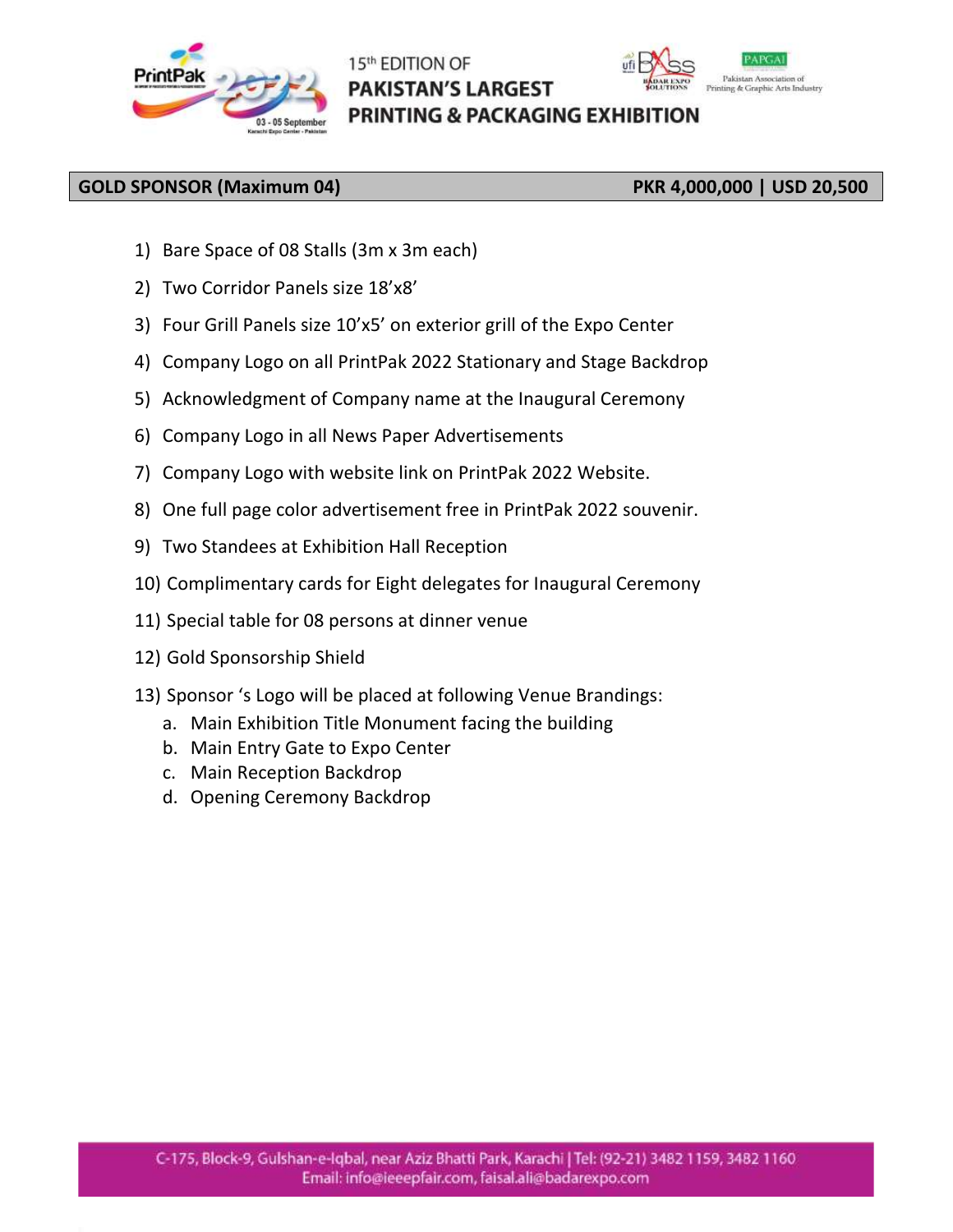15th EDITION OF
# PAKISTAN'S LARGEST PRINTING & PACKAGING EXHIBITION

## GOLD SPONSOR (Maximum 04) — PKR 4,000,000 | USD 20,500

1) Bare Space of 08 Stalls (3m x 3m each)
2) Two Corridor Panels size 18'x8'
3) Four Grill Panels size 10'x5' on exterior grill of the Expo Center
4) Company Logo on all PrintPak 2022 Stationary and Stage Backdrop
5) Acknowledgment of Company name at the Inaugural Ceremony
6) Company Logo in all News Paper Advertisements
7) Company Logo with website link on PrintPak 2022 Website.
8) One full page color advertisement free in PrintPak 2022 souvenir.
9) Two Standees at Exhibition Hall Reception
10) Complimentary cards for Eight delegates for Inaugural Ceremony
11) Special table for 08 persons at dinner venue
12) Gold Sponsorship Shield
13) Sponsor 's Logo will be placed at following Venue Brandings:
    a. Main Exhibition Title Monument facing the building
    b. Main Entry Gate to Expo Center
    c. Main Reception Backdrop
    d. Opening Ceremony Backdrop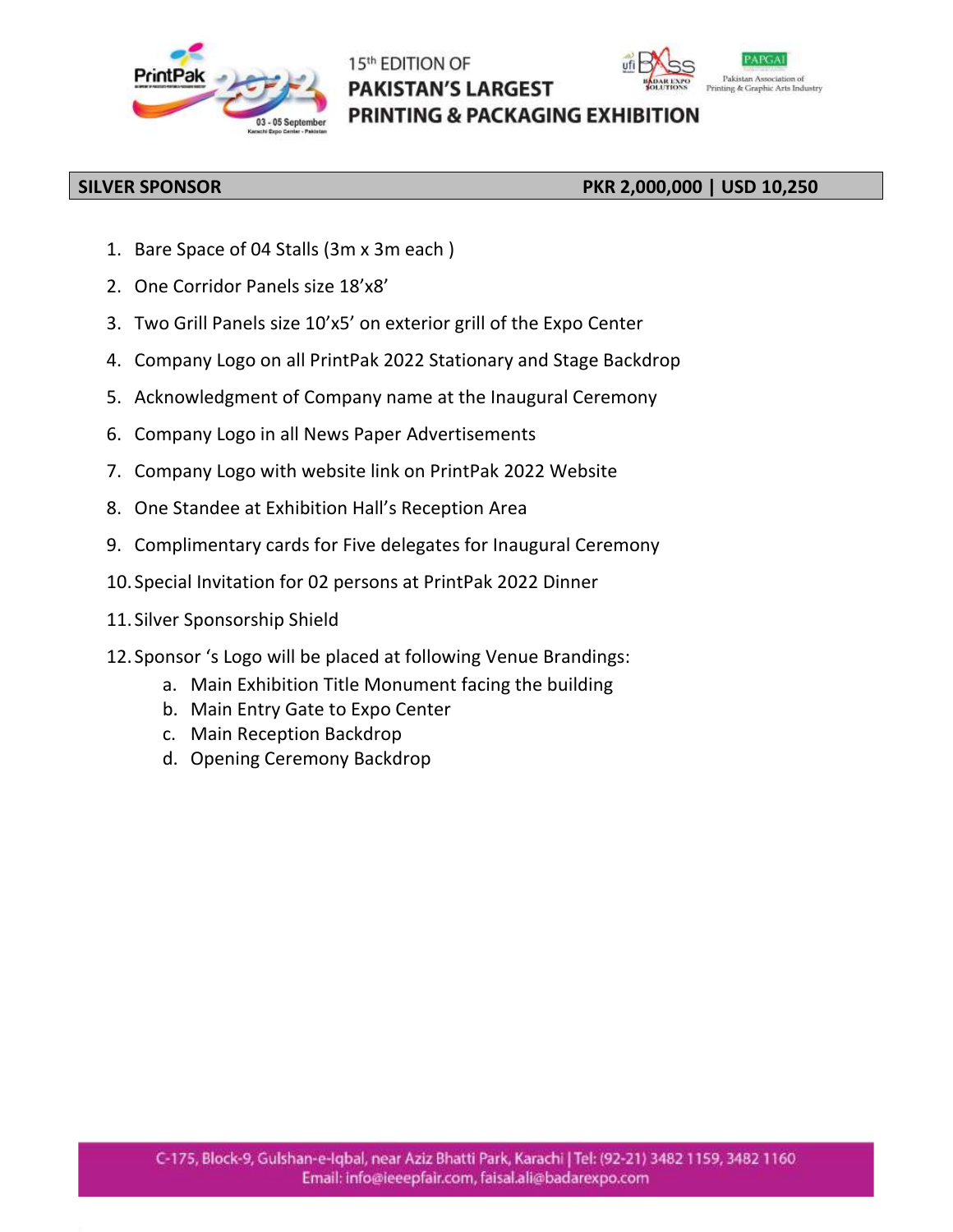15th EDITION OF
**PAKISTAN'S LARGEST PRINTING & PACKAGING EXHIBITION**

## SILVER SPONSOR — PKR 2,000,000 | USD 10,250

1. Bare Space of 04 Stalls (3m x 3m each )
2. One Corridor Panels size 18'x8'
3. Two Grill Panels size 10'x5' on exterior grill of the Expo Center
4. Company Logo on all PrintPak 2022 Stationary and Stage Backdrop
5. Acknowledgment of Company name at the Inaugural Ceremony
6. Company Logo in all News Paper Advertisements
7. Company Logo with website link on PrintPak 2022 Website
8. One Standee at Exhibition Hall's Reception Area
9. Complimentary cards for Five delegates for Inaugural Ceremony
10. Special Invitation for 02 persons at PrintPak 2022 Dinner
11. Silver Sponsorship Shield
12. Sponsor 's Logo will be placed at following Venue Brandings:
    a. Main Exhibition Title Monument facing the building
    b. Main Entry Gate to Expo Center
    c. Main Reception Backdrop
    d. Opening Ceremony Backdrop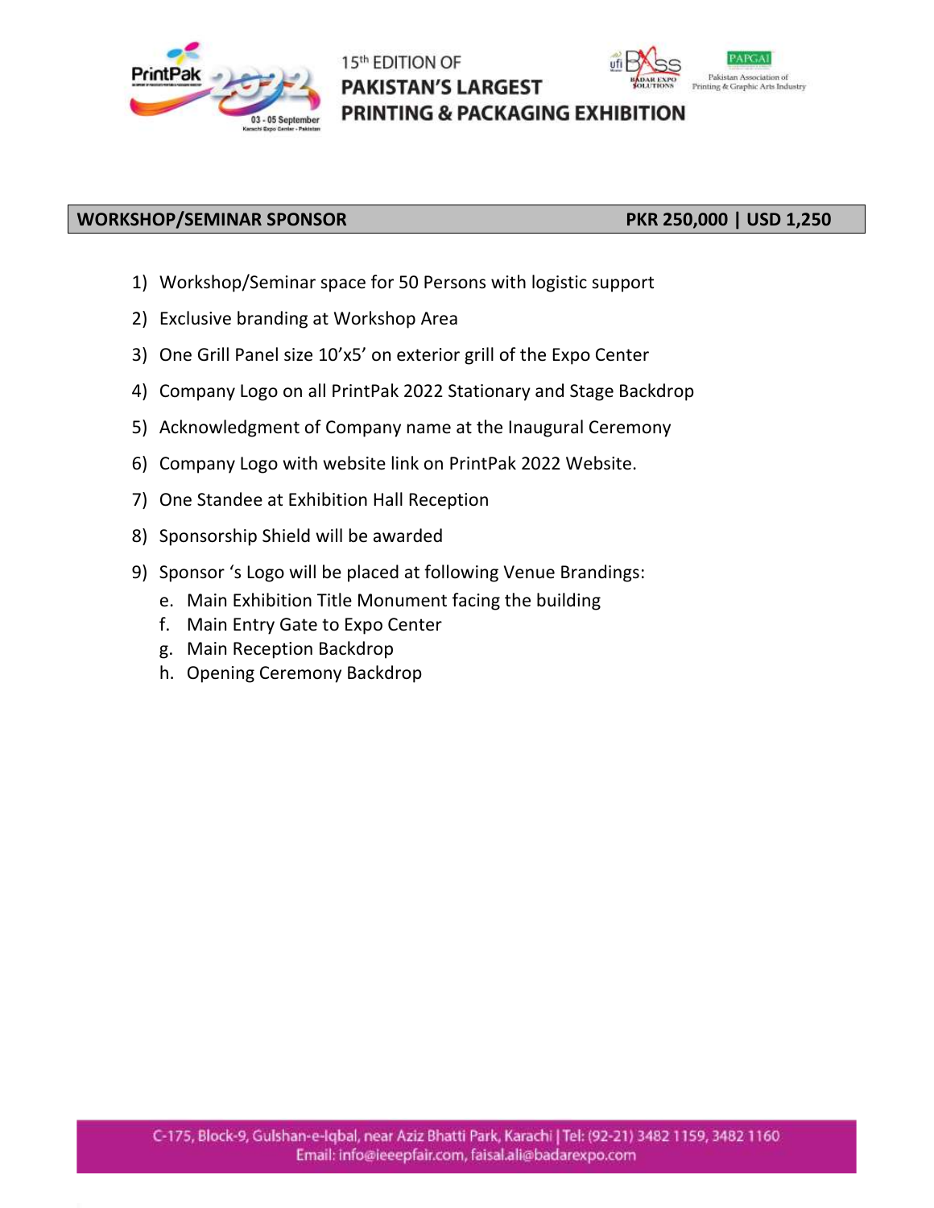15th EDITION OF
**PAKISTAN'S LARGEST PRINTING & PACKAGING EXHIBITION**

| WORKSHOP/SEMINAR SPONSOR | PKR 250,000 \| USD 1,250 |
|---|---|

1) Workshop/Seminar space for 50 Persons with logistic support
2) Exclusive branding at Workshop Area
3) One Grill Panel size 10'x5' on exterior grill of the Expo Center
4) Company Logo on all PrintPak 2022 Stationary and Stage Backdrop
5) Acknowledgment of Company name at the Inaugural Ceremony
6) Company Logo with website link on PrintPak 2022 Website.
7) One Standee at Exhibition Hall Reception
8) Sponsorship Shield will be awarded
9) Sponsor 's Logo will be placed at following Venue Brandings:
   e. Main Exhibition Title Monument facing the building
   f. Main Entry Gate to Expo Center
   g. Main Reception Backdrop
   h. Opening Ceremony Backdrop

C-175, Block-9, Gulshan-e-Iqbal, near Aziz Bhatti Park, Karachi | Tel: (92-21) 3482 1159, 3482 1160
Email: info@ieeepfair.com, faisal.ali@badarexpo.com